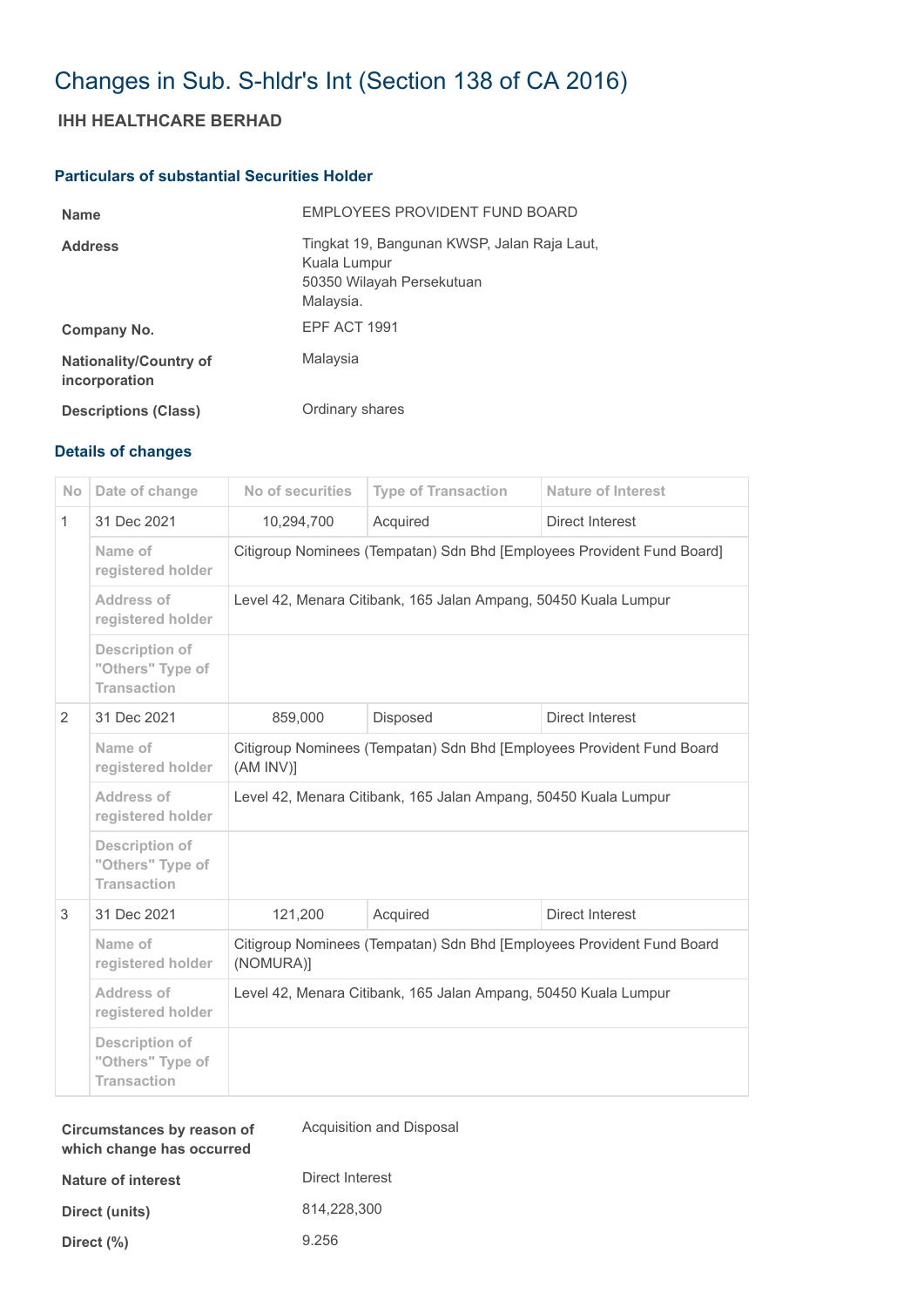# Changes in Sub. S-hldr's Int (Section 138 of CA 2016)

## IHH HEALTHCARE BERHAD

### Particulars of substantial Securities Holder

| | |
|---|---|
| **Name** | EMPLOYEES PROVIDENT FUND BOARD |
| **Address** | Tingkat 19, Bangunan KWSP, Jalan Raja Laut,<br>Kuala Lumpur<br>50350 Wilayah Persekutuan<br>Malaysia. |
| **Company No.** | EPF ACT 1991 |
| **Nationality/Country of incorporation** | Malaysia |
| **Descriptions (Class)** | Ordinary shares |

### Details of changes

| No | Date of change | No of securities | Type of Transaction | Nature of Interest |
|---|---|---|---|---|
| 1 | 31 Dec 2021 | 10,294,700 | Acquired | Direct Interest |
| | Name of registered holder | Citigroup Nominees (Tempatan) Sdn Bhd [Employees Provident Fund Board] | | |
| | Address of registered holder | Level 42, Menara Citibank, 165 Jalan Ampang, 50450 Kuala Lumpur | | |
| | Description of "Others" Type of Transaction | | | |
| 2 | 31 Dec 2021 | 859,000 | Disposed | Direct Interest |
| | Name of registered holder | Citigroup Nominees (Tempatan) Sdn Bhd [Employees Provident Fund Board (AM INV)] | | |
| | Address of registered holder | Level 42, Menara Citibank, 165 Jalan Ampang, 50450 Kuala Lumpur | | |
| | Description of "Others" Type of Transaction | | | |
| 3 | 31 Dec 2021 | 121,200 | Acquired | Direct Interest |
| | Name of registered holder | Citigroup Nominees (Tempatan) Sdn Bhd [Employees Provident Fund Board (NOMURA)] | | |
| | Address of registered holder | Level 42, Menara Citibank, 165 Jalan Ampang, 50450 Kuala Lumpur | | |
| | Description of "Others" Type of Transaction | | | |

| | |
|---|---|
| **Circumstances by reason of which change has occurred** | Acquisition and Disposal |
| **Nature of interest** | Direct Interest |
| **Direct (units)** | 814,228,300 |
| **Direct (%)** | 9.256 |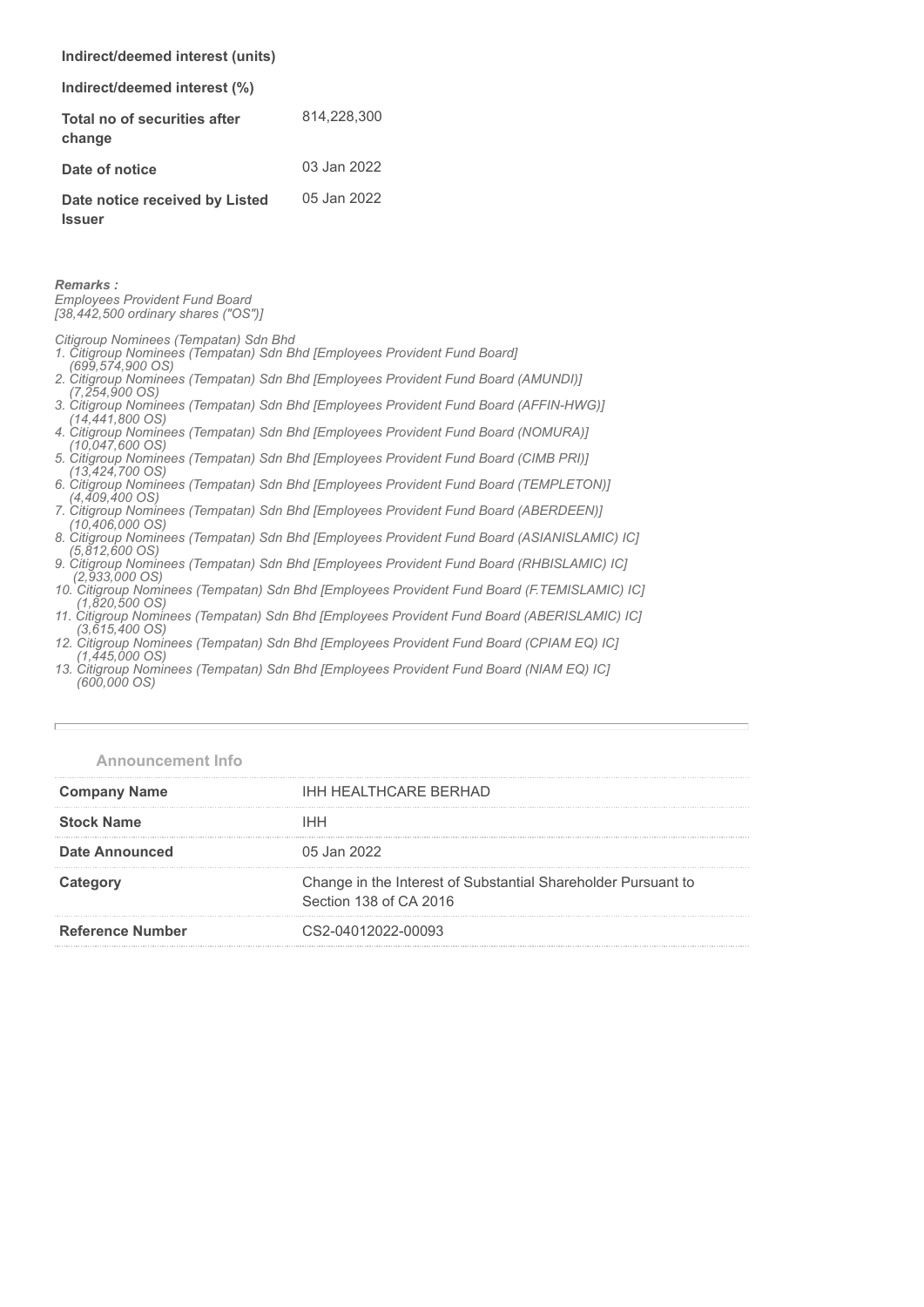| | |
|---|---|
| **Indirect/deemed interest (units)** | |
| **Indirect/deemed interest (%)** | |
| **Total no of securities after change** | 814,228,300 |
| **Date of notice** | 03 Jan 2022 |
| **Date notice received by Listed Issuer** | 05 Jan 2022 |

***Remarks :***

*Employees Provident Fund Board*
*[38,442,500 ordinary shares ("OS")]*

*Citigroup Nominees (Tempatan) Sdn Bhd*

1. *Citigroup Nominees (Tempatan) Sdn Bhd [Employees Provident Fund Board] (699,574,900 OS)*
2. *Citigroup Nominees (Tempatan) Sdn Bhd [Employees Provident Fund Board (AMUNDI)] (7,254,900 OS)*
3. *Citigroup Nominees (Tempatan) Sdn Bhd [Employees Provident Fund Board (AFFIN-HWG)] (14,441,800 OS)*
4. *Citigroup Nominees (Tempatan) Sdn Bhd [Employees Provident Fund Board (NOMURA)] (10,047,600 OS)*
5. *Citigroup Nominees (Tempatan) Sdn Bhd [Employees Provident Fund Board (CIMB PRI)] (13,424,700 OS)*
6. *Citigroup Nominees (Tempatan) Sdn Bhd [Employees Provident Fund Board (TEMPLETON)] (4,409,400 OS)*
7. *Citigroup Nominees (Tempatan) Sdn Bhd [Employees Provident Fund Board (ABERDEEN)] (10,406,000 OS)*
8. *Citigroup Nominees (Tempatan) Sdn Bhd [Employees Provident Fund Board (ASIANISLAMIC) IC] (5,812,600 OS)*
9. *Citigroup Nominees (Tempatan) Sdn Bhd [Employees Provident Fund Board (RHBISLAMIC) IC] (2,933,000 OS)*
10. *Citigroup Nominees (Tempatan) Sdn Bhd [Employees Provident Fund Board (F.TEMISLAMIC) IC] (1,820,500 OS)*
11. *Citigroup Nominees (Tempatan) Sdn Bhd [Employees Provident Fund Board (ABERISLAMIC) IC] (3,615,400 OS)*
12. *Citigroup Nominees (Tempatan) Sdn Bhd [Employees Provident Fund Board (CPIAM EQ) IC] (1,445,000 OS)*
13. *Citigroup Nominees (Tempatan) Sdn Bhd [Employees Provident Fund Board (NIAM EQ) IC] (600,000 OS)*

### Announcement Info

| | |
|---|---|
| **Company Name** | IHH HEALTHCARE BERHAD |
| **Stock Name** | IHH |
| **Date Announced** | 05 Jan 2022 |
| **Category** | Change in the Interest of Substantial Shareholder Pursuant to Section 138 of CA 2016 |
| **Reference Number** | CS2-04012022-00093 |